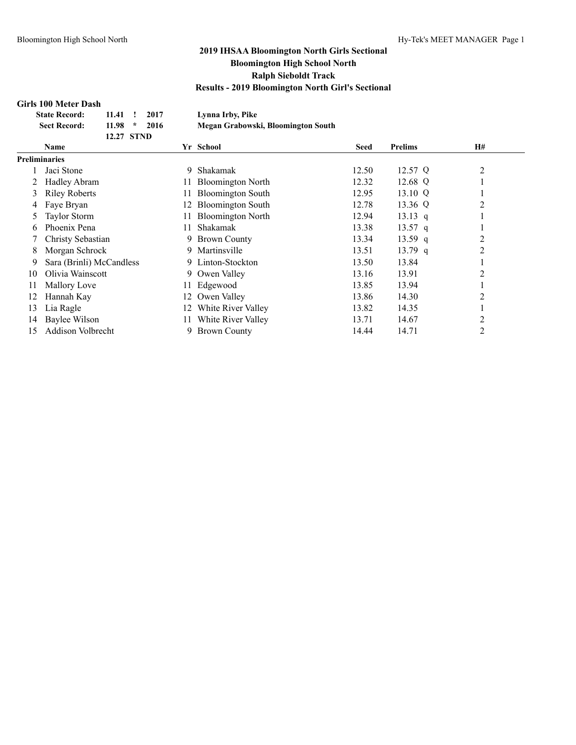# 2019 IHSAA Bloomington North Girls Sectional
## Bloomington High School North
## Ralph Sieboldt Track
## Results - 2019 Bloomington North Girl's Sectional

### Girls 100 Meter Dash

| | | | |
|---|---|---|---|
| **State Record:** | **11.41 ! 2017** | **Lynna Irby, Pike** |
| **Sect Record:** | **11.98 * 2016** | **Megan Grabowski, Bloomington South** |
| | **12.27 STND** | |

**Preliminaries**

| | Name | Yr | School | Seed | Prelims | | H# |
|---|---|---|---|---|---|---|---|
| 1 | Jaci Stone | 9 | Shakamak | 12.50 | 12.57 | Q | 2 |
| 2 | Hadley Abram | 11 | Bloomington North | 12.32 | 12.68 | Q | 1 |
| 3 | Riley Roberts | 11 | Bloomington South | 12.95 | 13.10 | Q | 1 |
| 4 | Faye Bryan | 12 | Bloomington South | 12.78 | 13.36 | Q | 2 |
| 5 | Taylor Storm | 11 | Bloomington North | 12.94 | 13.13 | q | 1 |
| 6 | Phoenix Pena | 11 | Shakamak | 13.38 | 13.57 | q | 1 |
| 7 | Christy Sebastian | 9 | Brown County | 13.34 | 13.59 | q | 2 |
| 8 | Morgan Schrock | 9 | Martinsville | 13.51 | 13.79 | q | 2 |
| 9 | Sara (Brinli) McCandless | 9 | Linton-Stockton | 13.50 | 13.84 | | 1 |
| 10 | Olivia Wainscott | 9 | Owen Valley | 13.16 | 13.91 | | 2 |
| 11 | Mallory Love | 11 | Edgewood | 13.85 | 13.94 | | 1 |
| 12 | Hannah Kay | 12 | Owen Valley | 13.86 | 14.30 | | 2 |
| 13 | Lia Ragle | 12 | White River Valley | 13.82 | 14.35 | | 1 |
| 14 | Baylee Wilson | 11 | White River Valley | 13.71 | 14.67 | | 2 |
| 15 | Addison Volbrecht | 9 | Brown County | 14.44 | 14.71 | | 2 |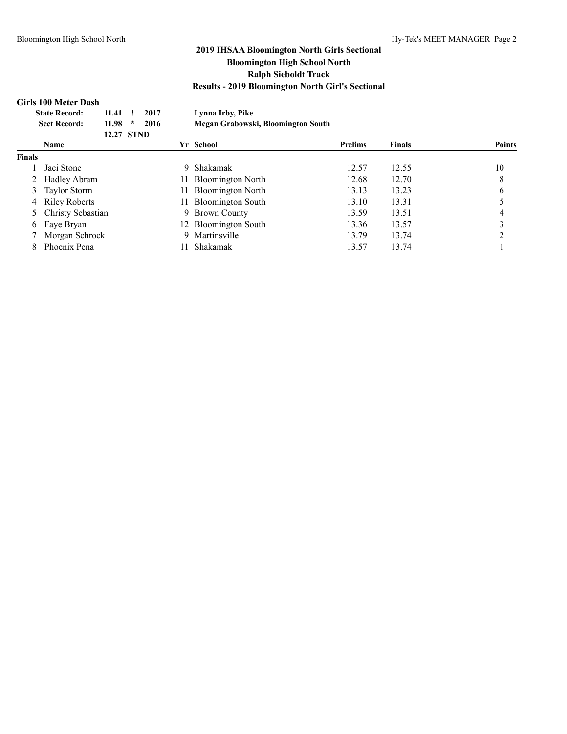## 2019 IHSAA Bloomington North Girls Sectional
## Bloomington High School North
## Ralph Sieboldt Track
## Results - 2019 Bloomington North Girl's Sectional

### Girls 100 Meter Dash

| | | | |
|---|---|---|---|
| **State Record:** | **11.41 ! 2017** | **Lynna Irby, Pike** | |
| **Sect Record:** | **11.98 * 2016** | **Megan Grabowski, Bloomington South** | |
| | **12.27 STND** | | |

| | Name | Yr | School | Prelims | Finals | Points |
|---|---|---|---|---|---|---|
| **Finals** | | | | | | |
| 1 | Jaci Stone | 9 | Shakamak | 12.57 | 12.55 | 10 |
| 2 | Hadley Abram | 11 | Bloomington North | 12.68 | 12.70 | 8 |
| 3 | Taylor Storm | 11 | Bloomington North | 13.13 | 13.23 | 6 |
| 4 | Riley Roberts | 11 | Bloomington South | 13.10 | 13.31 | 5 |
| 5 | Christy Sebastian | 9 | Brown County | 13.59 | 13.51 | 4 |
| 6 | Faye Bryan | 12 | Bloomington South | 13.36 | 13.57 | 3 |
| 7 | Morgan Schrock | 9 | Martinsville | 13.79 | 13.74 | 2 |
| 8 | Phoenix Pena | 11 | Shakamak | 13.57 | 13.74 | 1 |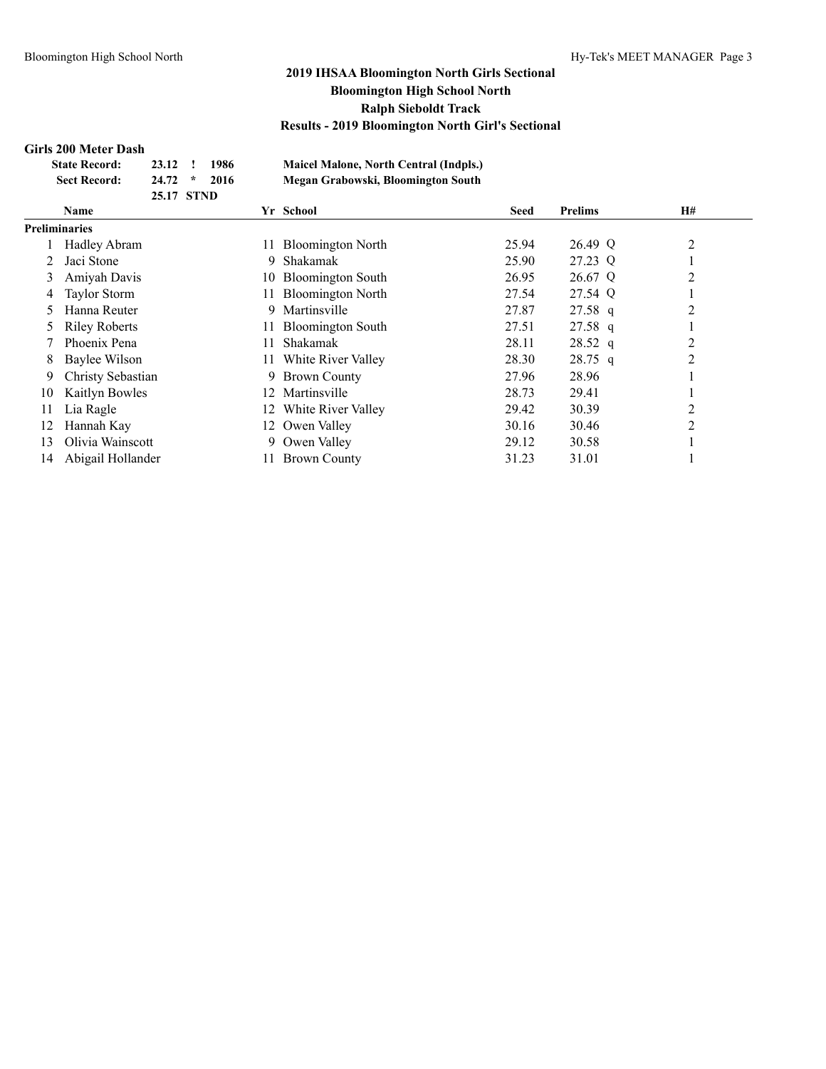## 2019 IHSAA Bloomington North Girls Sectional
## Bloomington High School North
## Ralph Sieboldt Track
## Results - 2019 Bloomington North Girl's Sectional

### Girls 200 Meter Dash

| | | | | |
|---|---|---|---|---|
| State Record: | 23.12 | ! | 1986 | Maicel Malone, North Central (Indpls.) |
| Sect Record: | 24.72 | * | 2016 | Megan Grabowski, Bloomington South |
| | 25.17 | STND | | |

**Preliminaries**

| | Name | Yr | School | Seed | Prelims | | H# |
|---|---|---|---|---|---|---|---|
| 1 | Hadley Abram | 11 | Bloomington North | 25.94 | 26.49 | Q | 2 |
| 2 | Jaci Stone | 9 | Shakamak | 25.90 | 27.23 | Q | 1 |
| 3 | Amiyah Davis | 10 | Bloomington South | 26.95 | 26.67 | Q | 2 |
| 4 | Taylor Storm | 11 | Bloomington North | 27.54 | 27.54 | Q | 1 |
| 5 | Hanna Reuter | 9 | Martinsville | 27.87 | 27.58 | q | 2 |
| 5 | Riley Roberts | 11 | Bloomington South | 27.51 | 27.58 | q | 1 |
| 7 | Phoenix Pena | 11 | Shakamak | 28.11 | 28.52 | q | 2 |
| 8 | Baylee Wilson | 11 | White River Valley | 28.30 | 28.75 | q | 2 |
| 9 | Christy Sebastian | 9 | Brown County | 27.96 | 28.96 | | 1 |
| 10 | Kaitlyn Bowles | 12 | Martinsville | 28.73 | 29.41 | | 1 |
| 11 | Lia Ragle | 12 | White River Valley | 29.42 | 30.39 | | 2 |
| 12 | Hannah Kay | 12 | Owen Valley | 30.16 | 30.46 | | 2 |
| 13 | Olivia Wainscott | 9 | Owen Valley | 29.12 | 30.58 | | 1 |
| 14 | Abigail Hollander | 11 | Brown County | 31.23 | 31.01 | | 1 |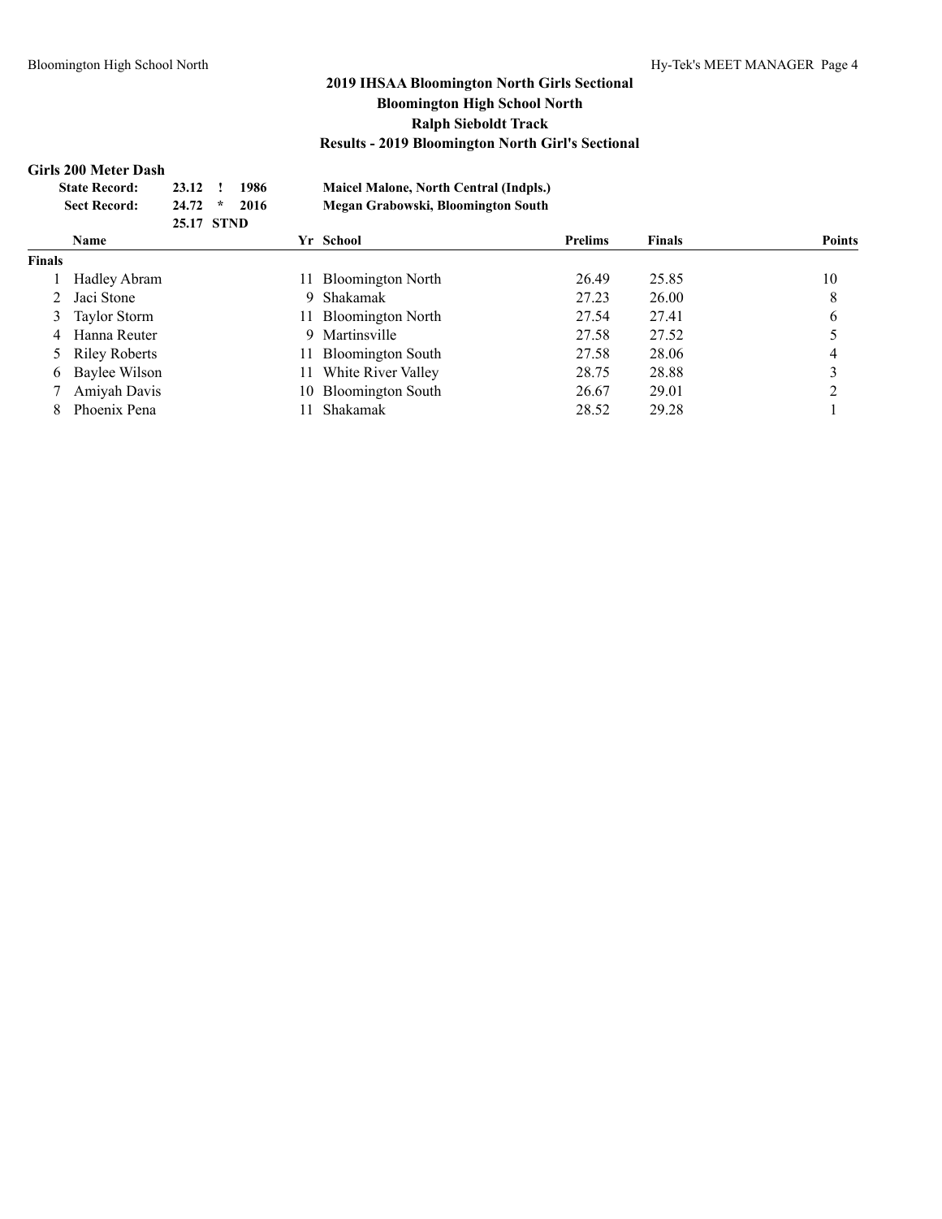## 2019 IHSAA Bloomington North Girls Sectional
## Bloomington High School North
## Ralph Sieboldt Track
## Results - 2019 Bloomington North Girl's Sectional

### Girls 200 Meter Dash

| | | | |
|---|---|---|---|
| **State Record:** | **23.12 !** | **1986** | **Maicel Malone, North Central (Indpls.)** |
| **Sect Record:** | **24.72 *** | **2016** | **Megan Grabowski, Bloomington South** |
| | **25.17 STND** | | |

| | Name | Yr | School | Prelims | Finals | Points |
|---|---|---|---|---|---|---|
| **Finals** | | | | | | |
| 1 | Hadley Abram | 11 | Bloomington North | 26.49 | 25.85 | 10 |
| 2 | Jaci Stone | 9 | Shakamak | 27.23 | 26.00 | 8 |
| 3 | Taylor Storm | 11 | Bloomington North | 27.54 | 27.41 | 6 |
| 4 | Hanna Reuter | 9 | Martinsville | 27.58 | 27.52 | 5 |
| 5 | Riley Roberts | 11 | Bloomington South | 27.58 | 28.06 | 4 |
| 6 | Baylee Wilson | 11 | White River Valley | 28.75 | 28.88 | 3 |
| 7 | Amiyah Davis | 10 | Bloomington South | 26.67 | 29.01 | 2 |
| 8 | Phoenix Pena | 11 | Shakamak | 28.52 | 29.28 | 1 |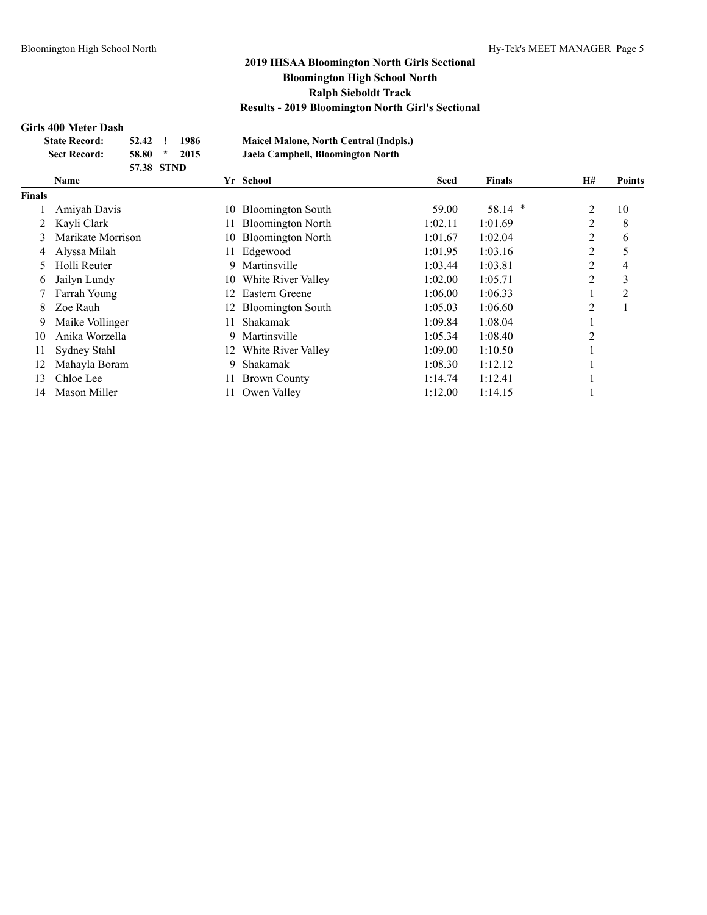## 2019 IHSAA Bloomington North Girls Sectional

## Bloomington High School North

## Ralph Sieboldt Track

## Results - 2019 Bloomington North Girl's Sectional

### Girls 400 Meter Dash

| | | | | |
|---|---|---|---|---|
| **State Record:** | **52.42** | **!** | **1986** | **Maicel Malone, North Central (Indpls.)** |
| **Sect Record:** | **58.80** | **\*** | **2015** | **Jaela Campbell, Bloomington North** |
| | **57.38** | **STND** | | |

| | Name | Yr | School | Seed | Finals | H# | Points |
|---|---|---|---|---|---|---|---|
| **Finals** | | | | | | | |
| 1 | Amiyah Davis | 10 | Bloomington South | 59.00 | 58.14 * | 2 | 10 |
| 2 | Kayli Clark | 11 | Bloomington North | 1:02.11 | 1:01.69 | 2 | 8 |
| 3 | Marikate Morrison | 10 | Bloomington North | 1:01.67 | 1:02.04 | 2 | 6 |
| 4 | Alyssa Milah | 11 | Edgewood | 1:01.95 | 1:03.16 | 2 | 5 |
| 5 | Holli Reuter | 9 | Martinsville | 1:03.44 | 1:03.81 | 2 | 4 |
| 6 | Jailyn Lundy | 10 | White River Valley | 1:02.00 | 1:05.71 | 2 | 3 |
| 7 | Farrah Young | 12 | Eastern Greene | 1:06.00 | 1:06.33 | 1 | 2 |
| 8 | Zoe Rauh | 12 | Bloomington South | 1:05.03 | 1:06.60 | 2 | 1 |
| 9 | Maike Vollinger | 11 | Shakamak | 1:09.84 | 1:08.04 | 1 | |
| 10 | Anika Worzella | 9 | Martinsville | 1:05.34 | 1:08.40 | 2 | |
| 11 | Sydney Stahl | 12 | White River Valley | 1:09.00 | 1:10.50 | 1 | |
| 12 | Mahayla Boram | 9 | Shakamak | 1:08.30 | 1:12.12 | 1 | |
| 13 | Chloe Lee | 11 | Brown County | 1:14.74 | 1:12.41 | 1 | |
| 14 | Mason Miller | 11 | Owen Valley | 1:12.00 | 1:14.15 | 1 | |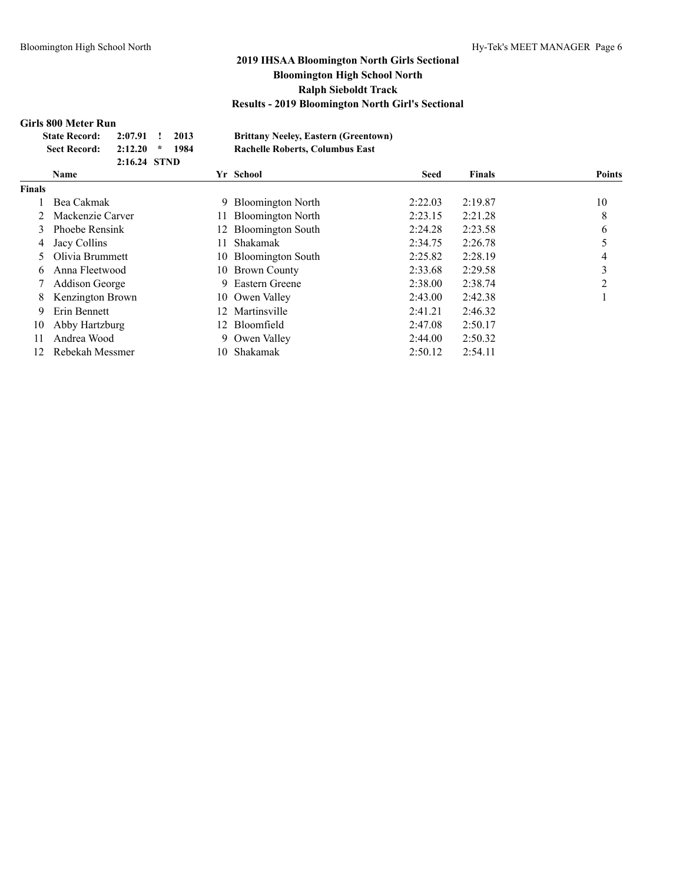# 2019 IHSAA Bloomington North Girls Sectional
## Bloomington High School North
## Ralph Sieboldt Track
## Results - 2019 Bloomington North Girl's Sectional

### Girls 800 Meter Run

| | | | | |
|---|---|---|---|---|
| State Record: | 2:07.91 | ! | 2013 | Brittany Neeley, Eastern (Greentown) |
| Sect Record: | 2:12.20 | * | 1984 | Rachelle Roberts, Columbus East |
| | 2:16.24 | STND | | |

| | Name | Yr | School | Seed | Finals | Points |
|---|---|---|---|---|---|---|
| **Finals** | | | | | | |
| 1 | Bea Cakmak | 9 | Bloomington North | 2:22.03 | 2:19.87 | 10 |
| 2 | Mackenzie Carver | 11 | Bloomington North | 2:23.15 | 2:21.28 | 8 |
| 3 | Phoebe Rensink | 12 | Bloomington South | 2:24.28 | 2:23.58 | 6 |
| 4 | Jacy Collins | 11 | Shakamak | 2:34.75 | 2:26.78 | 5 |
| 5 | Olivia Brummett | 10 | Bloomington South | 2:25.82 | 2:28.19 | 4 |
| 6 | Anna Fleetwood | 10 | Brown County | 2:33.68 | 2:29.58 | 3 |
| 7 | Addison George | 9 | Eastern Greene | 2:38.00 | 2:38.74 | 2 |
| 8 | Kenzington Brown | 10 | Owen Valley | 2:43.00 | 2:42.38 | 1 |
| 9 | Erin Bennett | 12 | Martinsville | 2:41.21 | 2:46.32 | |
| 10 | Abby Hartzburg | 12 | Bloomfield | 2:47.08 | 2:50.17 | |
| 11 | Andrea Wood | 9 | Owen Valley | 2:44.00 | 2:50.32 | |
| 12 | Rebekah Messmer | 10 | Shakamak | 2:50.12 | 2:54.11 | |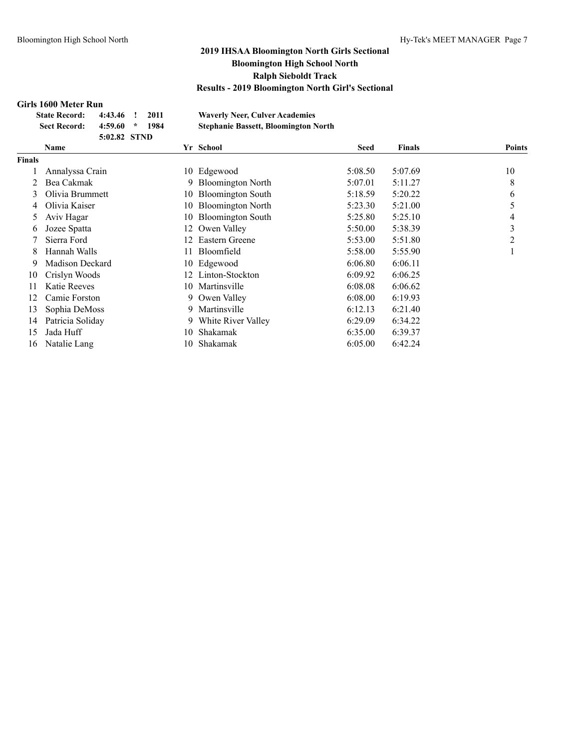# 2019 IHSAA Bloomington North Girls Sectional
## Bloomington High School North
## Ralph Sieboldt Track
## Results - 2019 Bloomington North Girl's Sectional

### Girls 1600 Meter Run

| | | | | |
|---|---|---|---|---|
| State Record: | 4:43.46 | ! | 2011 | Waverly Neer, Culver Academies |
| Sect Record: | 4:59.60 | * | 1984 | Stephanie Bassett, Bloomington North |
| | 5:02.82 | STND | | |

| | Name | Yr | School | Seed | Finals | Points |
|---|---|---|---|---|---|---|
| **Finals** | | | | | | |
| 1 | Annalyssa Crain | 10 | Edgewood | 5:08.50 | 5:07.69 | 10 |
| 2 | Bea Cakmak | 9 | Bloomington North | 5:07.01 | 5:11.27 | 8 |
| 3 | Olivia Brummett | 10 | Bloomington South | 5:18.59 | 5:20.22 | 6 |
| 4 | Olivia Kaiser | 10 | Bloomington North | 5:23.30 | 5:21.00 | 5 |
| 5 | Aviv Hagar | 10 | Bloomington South | 5:25.80 | 5:25.10 | 4 |
| 6 | Jozee Spatta | 12 | Owen Valley | 5:50.00 | 5:38.39 | 3 |
| 7 | Sierra Ford | 12 | Eastern Greene | 5:53.00 | 5:51.80 | 2 |
| 8 | Hannah Walls | 11 | Bloomfield | 5:58.00 | 5:55.90 | 1 |
| 9 | Madison Deckard | 10 | Edgewood | 6:06.80 | 6:06.11 | |
| 10 | Crislyn Woods | 12 | Linton-Stockton | 6:09.92 | 6:06.25 | |
| 11 | Katie Reeves | 10 | Martinsville | 6:08.08 | 6:06.62 | |
| 12 | Camie Forston | 9 | Owen Valley | 6:08.00 | 6:19.93 | |
| 13 | Sophia DeMoss | 9 | Martinsville | 6:12.13 | 6:21.40 | |
| 14 | Patricia Soliday | 9 | White River Valley | 6:29.09 | 6:34.22 | |
| 15 | Jada Huff | 10 | Shakamak | 6:35.00 | 6:39.37 | |
| 16 | Natalie Lang | 10 | Shakamak | 6:05.00 | 6:42.24 | |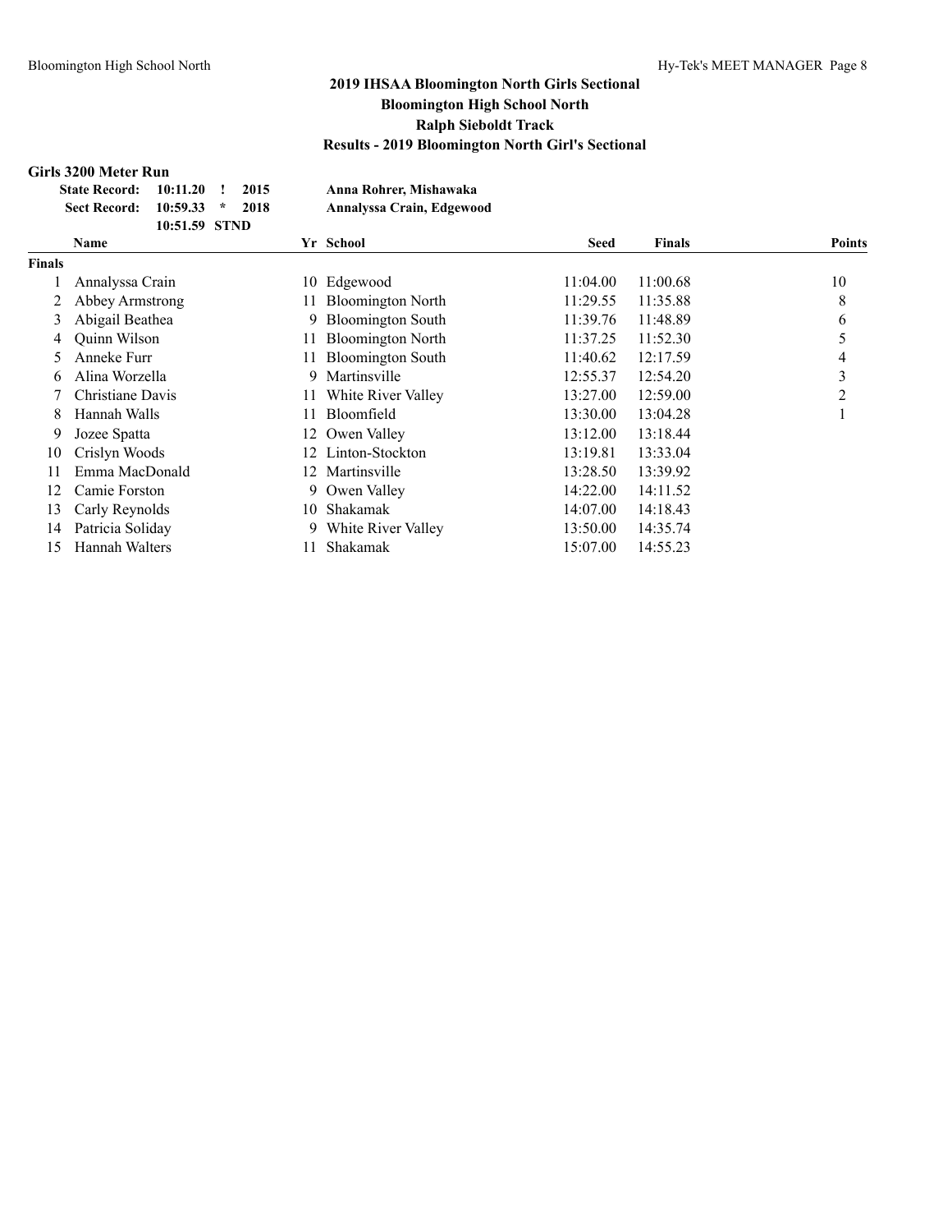## 2019 IHSAA Bloomington North Girls Sectional
## Bloomington High School North
## Ralph Sieboldt Track
## Results - 2019 Bloomington North Girl's Sectional

### Girls 3200 Meter Run

| | | | | |
|---|---|---|---|---|
| **State Record:** | **10:11.20** | **!** | **2015** | **Anna Rohrer, Mishawaka** |
| **Sect Record:** | **10:59.33** | ***** | **2018** | **Annalyssa Crain, Edgewood** |
| | **10:51.59** | **STND** | | |

| | Name | Yr | School | Seed | Finals | Points |
|---|---|---|---|---|---|---|
| **Finals** | | | | | | |
| 1 | Annalyssa Crain | 10 | Edgewood | 11:04.00 | 11:00.68 | 10 |
| 2 | Abbey Armstrong | 11 | Bloomington North | 11:29.55 | 11:35.88 | 8 |
| 3 | Abigail Beathea | 9 | Bloomington South | 11:39.76 | 11:48.89 | 6 |
| 4 | Quinn Wilson | 11 | Bloomington North | 11:37.25 | 11:52.30 | 5 |
| 5 | Anneke Furr | 11 | Bloomington South | 11:40.62 | 12:17.59 | 4 |
| 6 | Alina Worzella | 9 | Martinsville | 12:55.37 | 12:54.20 | 3 |
| 7 | Christiane Davis | 11 | White River Valley | 13:27.00 | 12:59.00 | 2 |
| 8 | Hannah Walls | 11 | Bloomfield | 13:30.00 | 13:04.28 | 1 |
| 9 | Jozee Spatta | 12 | Owen Valley | 13:12.00 | 13:18.44 | |
| 10 | Crislyn Woods | 12 | Linton-Stockton | 13:19.81 | 13:33.04 | |
| 11 | Emma MacDonald | 12 | Martinsville | 13:28.50 | 13:39.92 | |
| 12 | Camie Forston | 9 | Owen Valley | 14:22.00 | 14:11.52 | |
| 13 | Carly Reynolds | 10 | Shakamak | 14:07.00 | 14:18.43 | |
| 14 | Patricia Soliday | 9 | White River Valley | 13:50.00 | 14:35.74 | |
| 15 | Hannah Walters | 11 | Shakamak | 15:07.00 | 14:55.23 | |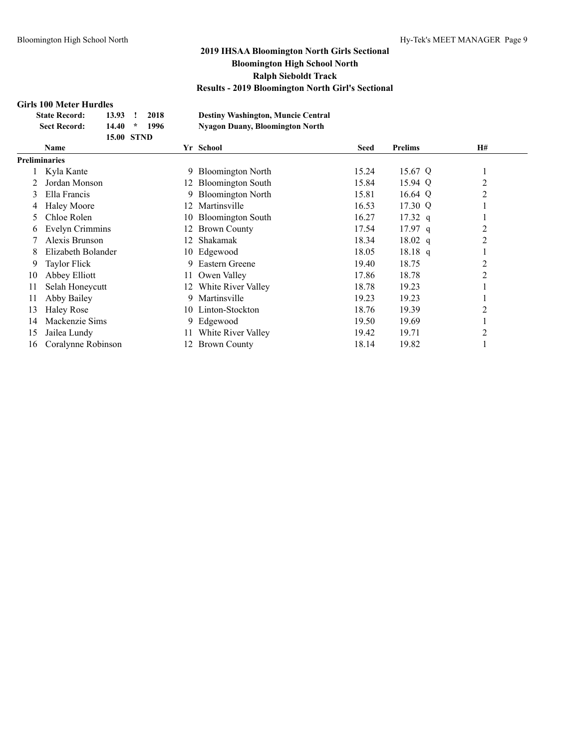## 2019 IHSAA Bloomington North Girls Sectional
## Bloomington High School North
## Ralph Sieboldt Track
## Results - 2019 Bloomington North Girl's Sectional

### Girls 100 Meter Hurdles

| | | | | |
|---|---|---|---|---|
| State Record: | 13.93 | ! | 2018 | Destiny Washington, Muncie Central |
| Sect Record: | 14.40 | * | 1996 | Nyagon Duany, Bloomington North |
| | 15.00 | STND | | |

| | Name | Yr | School | Seed | Prelims | | H# |
|---|---|---|---|---|---|---|---|
| **Preliminaries** | | | | | | | |
| 1 | Kyla Kante | 9 | Bloomington North | 15.24 | 15.67 | Q | 1 |
| 2 | Jordan Monson | 12 | Bloomington South | 15.84 | 15.94 | Q | 2 |
| 3 | Ella Francis | 9 | Bloomington North | 15.81 | 16.64 | Q | 2 |
| 4 | Haley Moore | 12 | Martinsville | 16.53 | 17.30 | Q | 1 |
| 5 | Chloe Rolen | 10 | Bloomington South | 16.27 | 17.32 | q | 1 |
| 6 | Evelyn Crimmins | 12 | Brown County | 17.54 | 17.97 | q | 2 |
| 7 | Alexis Brunson | 12 | Shakamak | 18.34 | 18.02 | q | 2 |
| 8 | Elizabeth Bolander | 10 | Edgewood | 18.05 | 18.18 | q | 1 |
| 9 | Taylor Flick | 9 | Eastern Greene | 19.40 | 18.75 | | 2 |
| 10 | Abbey Elliott | 11 | Owen Valley | 17.86 | 18.78 | | 2 |
| 11 | Selah Honeycutt | 12 | White River Valley | 18.78 | 19.23 | | 1 |
| 11 | Abby Bailey | 9 | Martinsville | 19.23 | 19.23 | | 1 |
| 13 | Haley Rose | 10 | Linton-Stockton | 18.76 | 19.39 | | 2 |
| 14 | Mackenzie Sims | 9 | Edgewood | 19.50 | 19.69 | | 1 |
| 15 | Jailea Lundy | 11 | White River Valley | 19.42 | 19.71 | | 2 |
| 16 | Coralynne Robinson | 12 | Brown County | 18.14 | 19.82 | | 1 |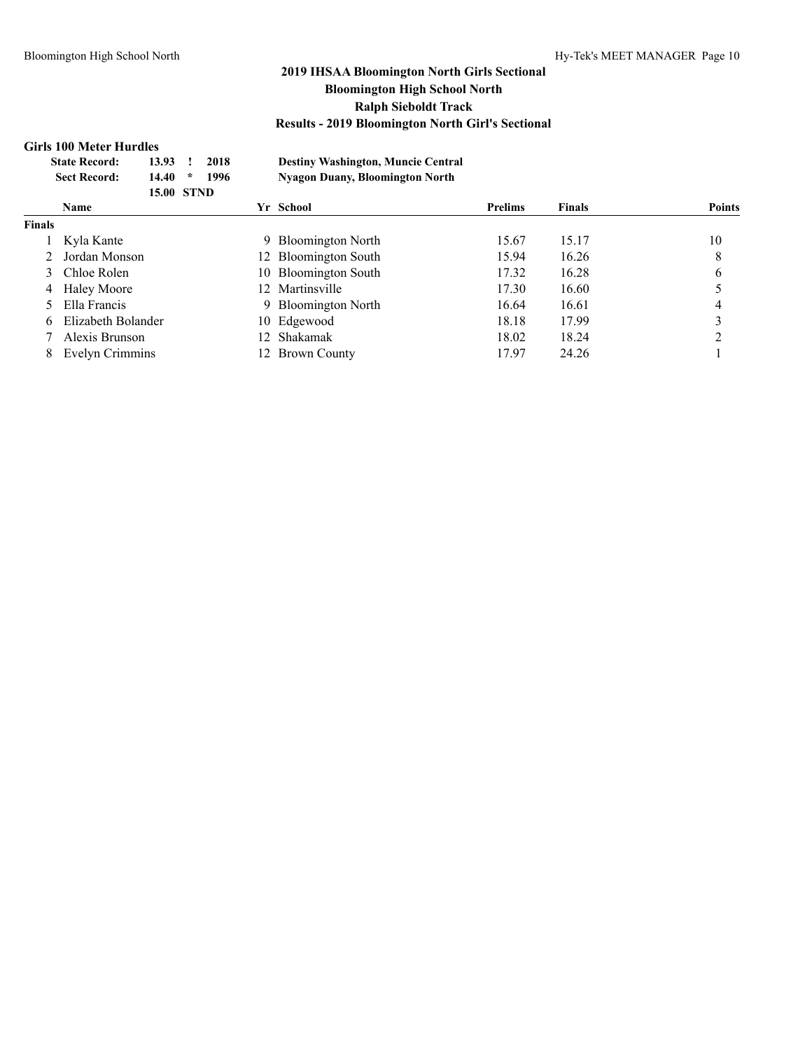# 2019 IHSAA Bloomington North Girls Sectional
## Bloomington High School North
## Ralph Sieboldt Track
## Results - 2019 Bloomington North Girl's Sectional

### Girls 100 Meter Hurdles

| | | | |
|---|---|---|---|
| State Record: | 13.93 ! 2018 | Destiny Washington, Muncie Central | |
| Sect Record: | 14.40 * 1996 | Nyagon Duany, Bloomington North | |
| | 15.00 STND | | |

| | Name | Yr | School | Prelims | Finals | Points |
|---|---|---|---|---|---|---|
| **Finals** | | | | | | |
| 1 | Kyla Kante | 9 | Bloomington North | 15.67 | 15.17 | 10 |
| 2 | Jordan Monson | 12 | Bloomington South | 15.94 | 16.26 | 8 |
| 3 | Chloe Rolen | 10 | Bloomington South | 17.32 | 16.28 | 6 |
| 4 | Haley Moore | 12 | Martinsville | 17.30 | 16.60 | 5 |
| 5 | Ella Francis | 9 | Bloomington North | 16.64 | 16.61 | 4 |
| 6 | Elizabeth Bolander | 10 | Edgewood | 18.18 | 17.99 | 3 |
| 7 | Alexis Brunson | 12 | Shakamak | 18.02 | 18.24 | 2 |
| 8 | Evelyn Crimmins | 12 | Brown County | 17.97 | 24.26 | 1 |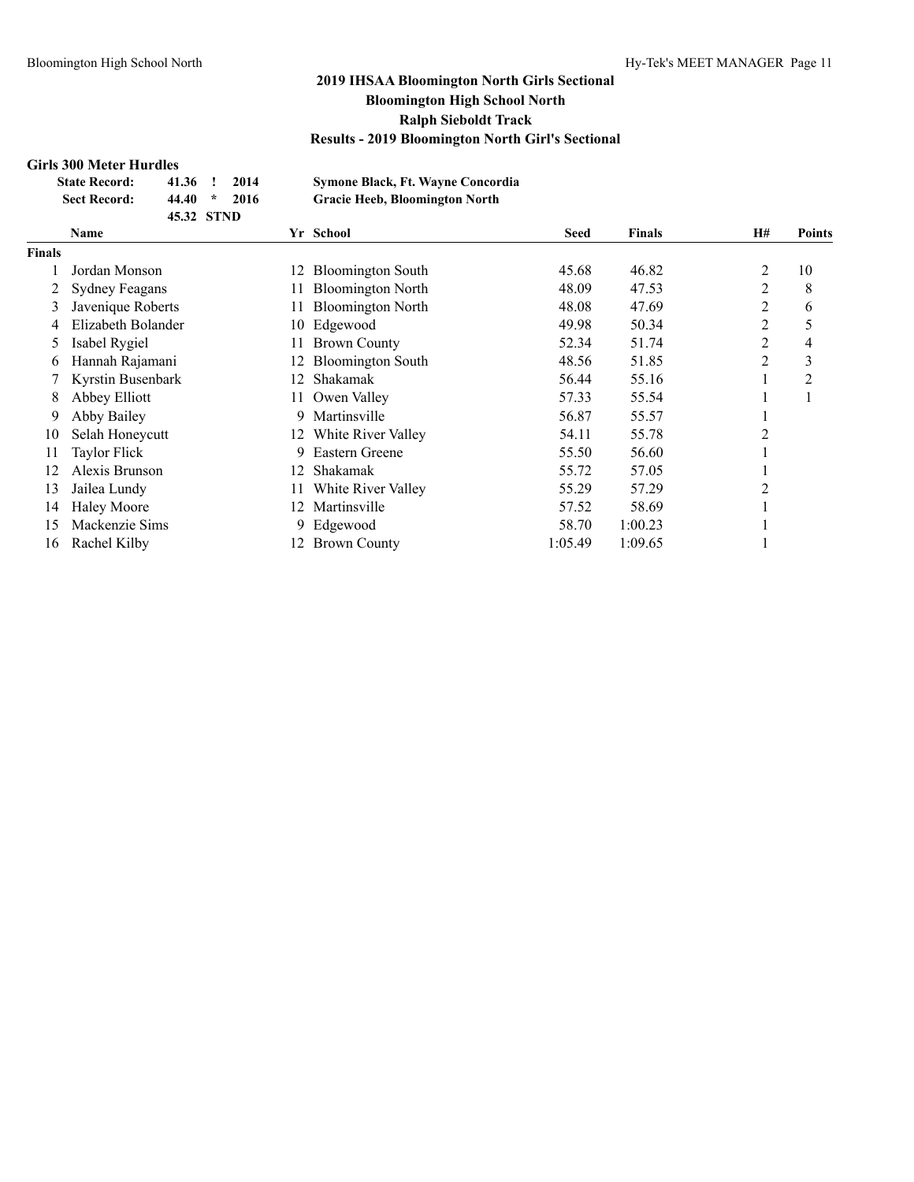## 2019 IHSAA Bloomington North Girls Sectional
## Bloomington High School North
## Ralph Sieboldt Track
## Results - 2019 Bloomington North Girl's Sectional

### Girls 300 Meter Hurdles

| | | | | |
|---|---|---|---|---|
| State Record: | 41.36 | ! | 2014 | Symone Black, Ft. Wayne Concordia |
| Sect Record: | 44.40 | * | 2016 | Gracie Heeb, Bloomington North |
| | 45.32 | STND | | |

| | Name | Yr | School | Seed | Finals | H# | Points |
|---|---|---|---|---|---|---|---|
| **Finals** | | | | | | | |
| 1 | Jordan Monson | 12 | Bloomington South | 45.68 | 46.82 | 2 | 10 |
| 2 | Sydney Feagans | 11 | Bloomington North | 48.09 | 47.53 | 2 | 8 |
| 3 | Javenique Roberts | 11 | Bloomington North | 48.08 | 47.69 | 2 | 6 |
| 4 | Elizabeth Bolander | 10 | Edgewood | 49.98 | 50.34 | 2 | 5 |
| 5 | Isabel Rygiel | 11 | Brown County | 52.34 | 51.74 | 2 | 4 |
| 6 | Hannah Rajamani | 12 | Bloomington South | 48.56 | 51.85 | 2 | 3 |
| 7 | Kyrstin Busenbark | 12 | Shakamak | 56.44 | 55.16 | 1 | 2 |
| 8 | Abbey Elliott | 11 | Owen Valley | 57.33 | 55.54 | 1 | 1 |
| 9 | Abby Bailey | 9 | Martinsville | 56.87 | 55.57 | 1 | |
| 10 | Selah Honeycutt | 12 | White River Valley | 54.11 | 55.78 | 2 | |
| 11 | Taylor Flick | 9 | Eastern Greene | 55.50 | 56.60 | 1 | |
| 12 | Alexis Brunson | 12 | Shakamak | 55.72 | 57.05 | 1 | |
| 13 | Jailea Lundy | 11 | White River Valley | 55.29 | 57.29 | 2 | |
| 14 | Haley Moore | 12 | Martinsville | 57.52 | 58.69 | 1 | |
| 15 | Mackenzie Sims | 9 | Edgewood | 58.70 | 1:00.23 | 1 | |
| 16 | Rachel Kilby | 12 | Brown County | 1:05.49 | 1:09.65 | 1 | |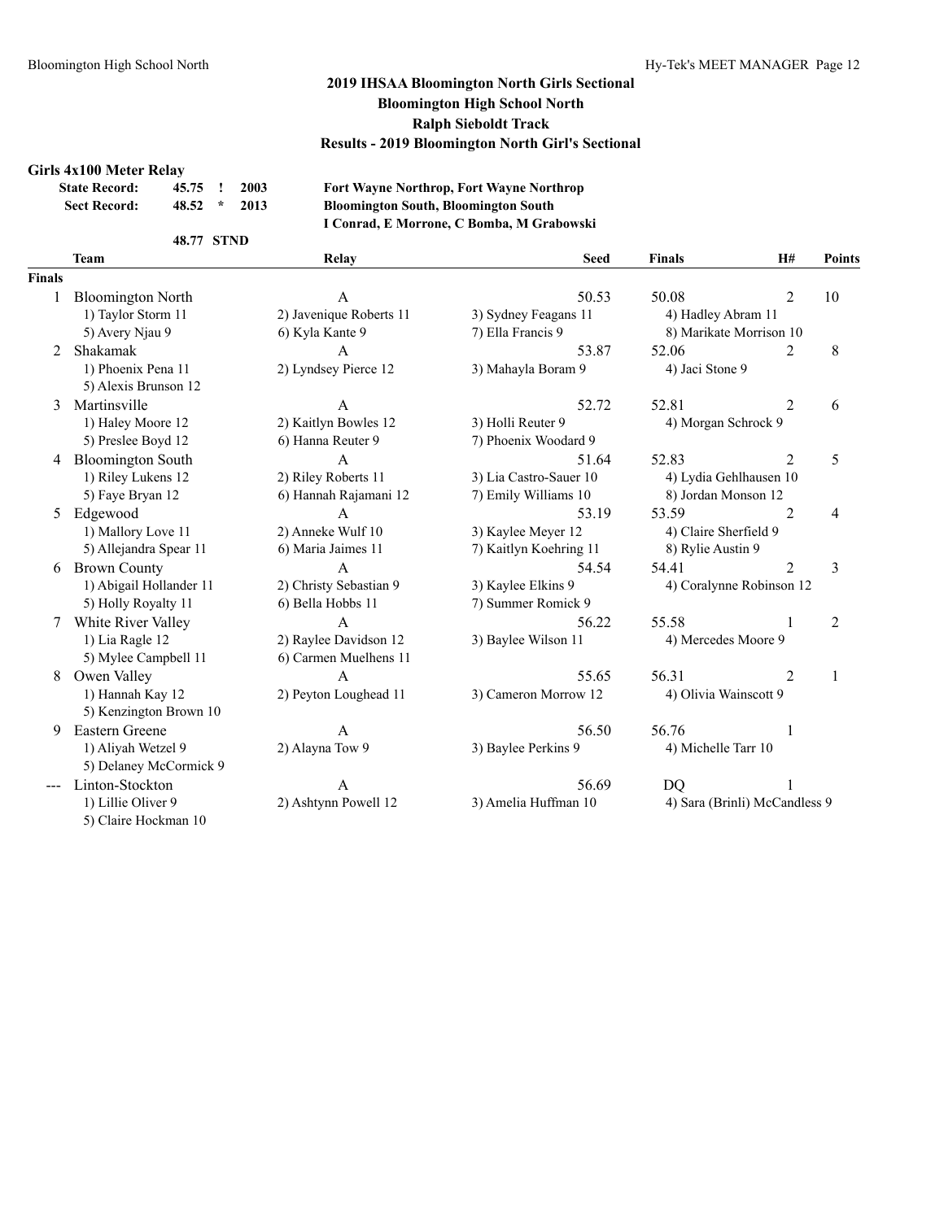## 2019 IHSAA Bloomington North Girls Sectional
## Bloomington High School North
## Ralph Sieboldt Track
## Results - 2019 Bloomington North Girl's Sectional

### Girls 4x100 Meter Relay

| | | | | |
|---|---|---|---|---|
| State Record: | 45.75 | ! | 2003 | Fort Wayne Northrop, Fort Wayne Northrop |
| Sect Record: | 48.52 | * | 2013 | Bloomington South, Bloomington South |
| | | | | I Conrad, E Morrone, C Bomba, M Grabowski |
| | 48.77 | STND | | |

| | Team | Relay | Seed | Finals | H# | Points |
|---|---|---|---|---|---|---|
| **Finals** | | | | | | |
| 1 | Bloomington North | A | 50.53 | 50.08 | 2 | 10 |
| | 1) Taylor Storm 11 | 2) Javenique Roberts 11 | 3) Sydney Feagans 11 | 4) Hadley Abram 11 | | |
| | 5) Avery Njau 9 | 6) Kyla Kante 9 | 7) Ella Francis 9 | 8) Marikate Morrison 10 | | |
| 2 | Shakamak | A | 53.87 | 52.06 | 2 | 8 |
| | 1) Phoenix Pena 11 | 2) Lyndsey Pierce 12 | 3) Mahayla Boram 9 | 4) Jaci Stone 9 | | |
| | 5) Alexis Brunson 12 | | | | | |
| 3 | Martinsville | A | 52.72 | 52.81 | 2 | 6 |
| | 1) Haley Moore 12 | 2) Kaitlyn Bowles 12 | 3) Holli Reuter 9 | 4) Morgan Schrock 9 | | |
| | 5) Preslee Boyd 12 | 6) Hanna Reuter 9 | 7) Phoenix Woodard 9 | | | |
| 4 | Bloomington South | A | 51.64 | 52.83 | 2 | 5 |
| | 1) Riley Lukens 12 | 2) Riley Roberts 11 | 3) Lia Castro-Sauer 10 | 4) Lydia Gehlhausen 10 | | |
| | 5) Faye Bryan 12 | 6) Hannah Rajamani 12 | 7) Emily Williams 10 | 8) Jordan Monson 12 | | |
| 5 | Edgewood | A | 53.19 | 53.59 | 2 | 4 |
| | 1) Mallory Love 11 | 2) Anneke Wulf 10 | 3) Kaylee Meyer 12 | 4) Claire Sherfield 9 | | |
| | 5) Allejandra Spear 11 | 6) Maria Jaimes 11 | 7) Kaitlyn Koehring 11 | 8) Rylie Austin 9 | | |
| 6 | Brown County | A | 54.54 | 54.41 | 2 | 3 |
| | 1) Abigail Hollander 11 | 2) Christy Sebastian 9 | 3) Kaylee Elkins 9 | 4) Coralynne Robinson 12 | | |
| | 5) Holly Royalty 11 | 6) Bella Hobbs 11 | 7) Summer Romick 9 | | | |
| 7 | White River Valley | A | 56.22 | 55.58 | 1 | 2 |
| | 1) Lia Ragle 12 | 2) Raylee Davidson 12 | 3) Baylee Wilson 11 | 4) Mercedes Moore 9 | | |
| | 5) Mylee Campbell 11 | 6) Carmen Muelhens 11 | | | | |
| 8 | Owen Valley | A | 55.65 | 56.31 | 2 | 1 |
| | 1) Hannah Kay 12 | 2) Peyton Loughead 11 | 3) Cameron Morrow 12 | 4) Olivia Wainscott 9 | | |
| | 5) Kenzington Brown 10 | | | | | |
| 9 | Eastern Greene | A | 56.50 | 56.76 | 1 | |
| | 1) Aliyah Wetzel 9 | 2) Alayna Tow 9 | 3) Baylee Perkins 9 | 4) Michelle Tarr 10 | | |
| | 5) Delaney McCormick 9 | | | | | |
| --- | Linton-Stockton | A | 56.69 | DQ | 1 | |
| | 1) Lillie Oliver 9 | 2) Ashtynn Powell 12 | 3) Amelia Huffman 10 | 4) Sara (Brinli) McCandless 9 | | |
| | 5) Claire Hockman 10 | | | | | |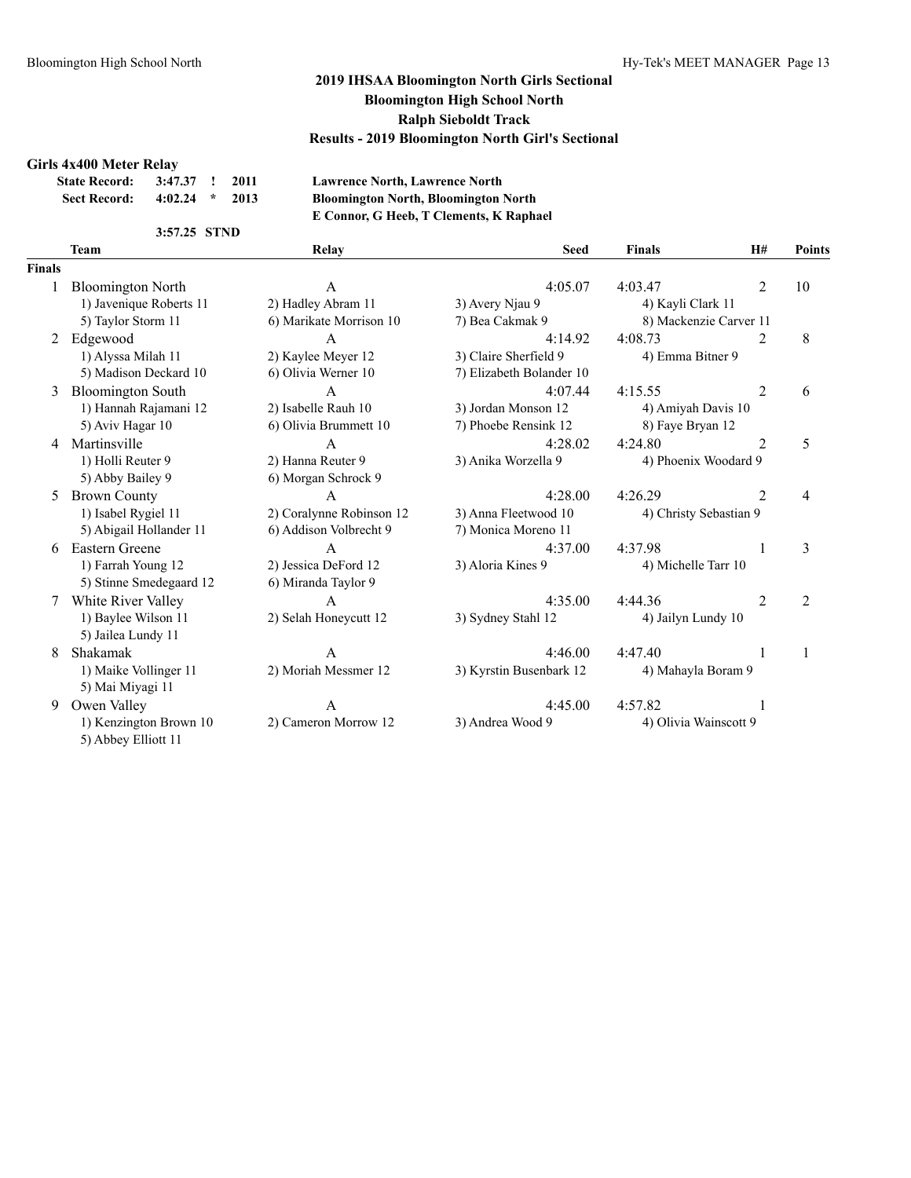## 2019 IHSAA Bloomington North Girls Sectional
## Bloomington High School North
## Ralph Sieboldt Track
## Results - 2019 Bloomington North Girl's Sectional

### Girls 4x400 Meter Relay

| | | | | |
|---|---|---|---|---|
| State Record: | 3:47.37 | ! | 2011 | Lawrence North, Lawrence North |
| Sect Record: | 4:02.24 | * | 2013 | Bloomington North, Bloomington North |
| | | | | E Connor, G Heeb, T Clements, K Raphael |
| | 3:57.25 | STND | | |

| | Team | Relay | Seed | Finals | H# | Points |
|---|---|---|---|---|---|---|
| **Finals** | | | | | | |
| 1 | Bloomington North | A | 4:05.07 | 4:03.47 | 2 | 10 |
| | 1) Javenique Roberts 11 | 2) Hadley Abram 11 | 3) Avery Njau 9 | 4) Kayli Clark 11 | | |
| | 5) Taylor Storm 11 | 6) Marikate Morrison 10 | 7) Bea Cakmak 9 | 8) Mackenzie Carver 11 | | |
| 2 | Edgewood | A | 4:14.92 | 4:08.73 | 2 | 8 |
| | 1) Alyssa Milah 11 | 2) Kaylee Meyer 12 | 3) Claire Sherfield 9 | 4) Emma Bitner 9 | | |
| | 5) Madison Deckard 10 | 6) Olivia Werner 10 | 7) Elizabeth Bolander 10 | | | |
| 3 | Bloomington South | A | 4:07.44 | 4:15.55 | 2 | 6 |
| | 1) Hannah Rajamani 12 | 2) Isabelle Rauh 10 | 3) Jordan Monson 12 | 4) Amiyah Davis 10 | | |
| | 5) Aviv Hagar 10 | 6) Olivia Brummett 10 | 7) Phoebe Rensink 12 | 8) Faye Bryan 12 | | |
| 4 | Martinsville | A | 4:28.02 | 4:24.80 | 2 | 5 |
| | 1) Holli Reuter 9 | 2) Hanna Reuter 9 | 3) Anika Worzella 9 | 4) Phoenix Woodard 9 | | |
| | 5) Abby Bailey 9 | 6) Morgan Schrock 9 | | | | |
| 5 | Brown County | A | 4:28.00 | 4:26.29 | 2 | 4 |
| | 1) Isabel Rygiel 11 | 2) Coralynne Robinson 12 | 3) Anna Fleetwood 10 | 4) Christy Sebastian 9 | | |
| | 5) Abigail Hollander 11 | 6) Addison Volbrecht 9 | 7) Monica Moreno 11 | | | |
| 6 | Eastern Greene | A | 4:37.00 | 4:37.98 | 1 | 3 |
| | 1) Farrah Young 12 | 2) Jessica DeFord 12 | 3) Aloria Kines 9 | 4) Michelle Tarr 10 | | |
| | 5) Stinne Smedegaard 12 | 6) Miranda Taylor 9 | | | | |
| 7 | White River Valley | A | 4:35.00 | 4:44.36 | 2 | 2 |
| | 1) Baylee Wilson 11 | 2) Selah Honeycutt 12 | 3) Sydney Stahl 12 | 4) Jailyn Lundy 10 | | |
| | 5) Jailea Lundy 11 | | | | | |
| 8 | Shakamak | A | 4:46.00 | 4:47.40 | 1 | 1 |
| | 1) Maike Vollinger 11 | 2) Moriah Messmer 12 | 3) Kyrstin Busenbark 12 | 4) Mahayla Boram 9 | | |
| | 5) Mai Miyagi 11 | | | | | |
| 9 | Owen Valley | A | 4:45.00 | 4:57.82 | 1 | |
| | 1) Kenzington Brown 10 | 2) Cameron Morrow 12 | 3) Andrea Wood 9 | 4) Olivia Wainscott 9 | | |
| | 5) Abbey Elliott 11 | | | | | |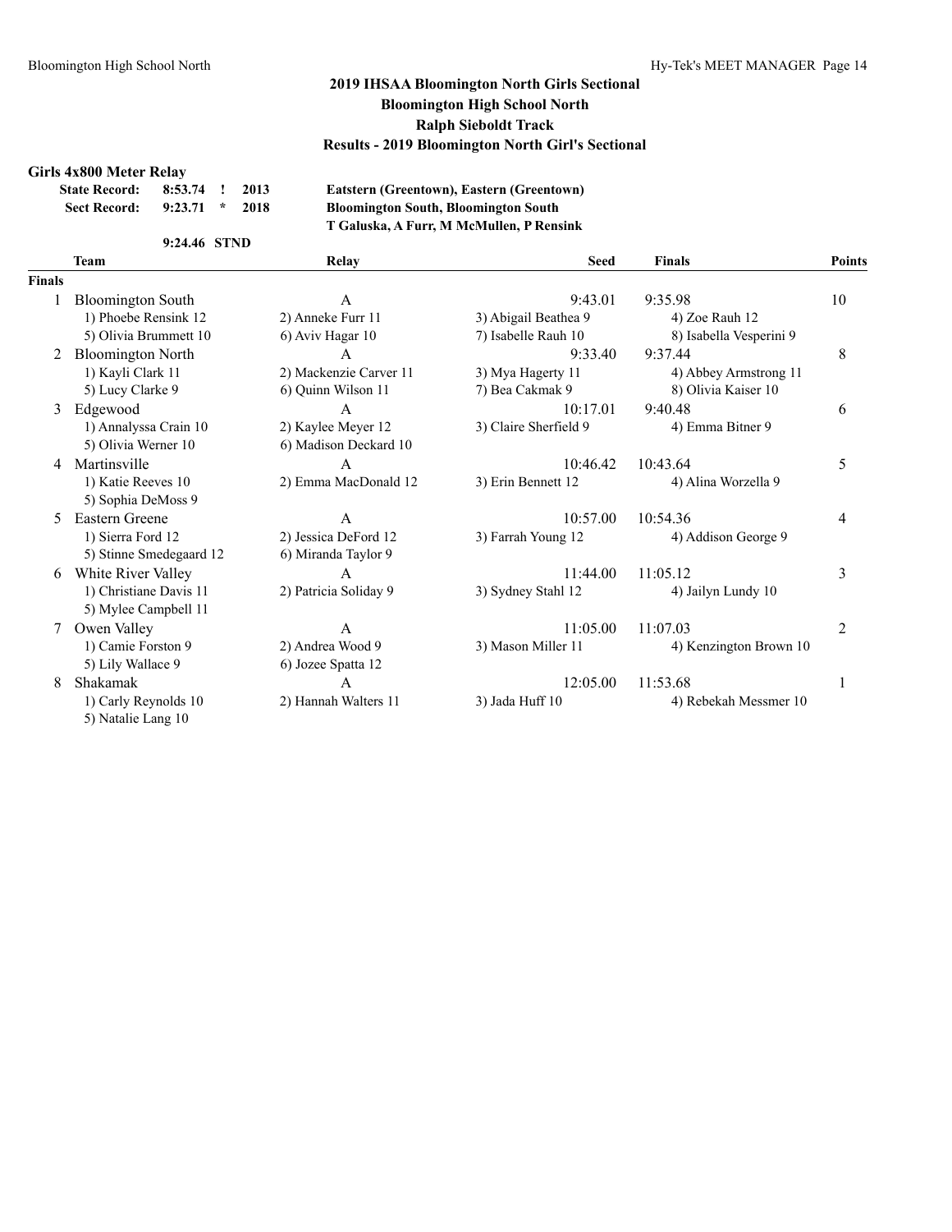# 2019 IHSAA Bloomington North Girls Sectional
## Bloomington High School North
## Ralph Sieboldt Track
## Results - 2019 Bloomington North Girl's Sectional

### Girls 4x800 Meter Relay

| | | | | |
|---|---|---|---|---|
| State Record: | 8:53.74 | ! | 2013 | Eatstern (Greentown), Eastern (Greentown) |
| Sect Record: | 9:23.71 | * | 2018 | Bloomington South, Bloomington South |
| | | | | T Galuska, A Furr, M McMullen, P Rensink |
| | 9:24.46 | STND | | |

| | Team | Relay | Seed | Finals | Points |
|---|---|---|---|---|---|
| **Finals** | | | | | |
| 1 | Bloomington South | A | 9:43.01 | 9:35.98 | 10 |
| | 1) Phoebe Rensink 12 | 2) Anneke Furr 11 | 3) Abigail Beathea 9 | 4) Zoe Rauh 12 | |
| | 5) Olivia Brummett 10 | 6) Aviv Hagar 10 | 7) Isabelle Rauh 10 | 8) Isabella Vesperini 9 | |
| 2 | Bloomington North | A | 9:33.40 | 9:37.44 | 8 |
| | 1) Kayli Clark 11 | 2) Mackenzie Carver 11 | 3) Mya Hagerty 11 | 4) Abbey Armstrong 11 | |
| | 5) Lucy Clarke 9 | 6) Quinn Wilson 11 | 7) Bea Cakmak 9 | 8) Olivia Kaiser 10 | |
| 3 | Edgewood | A | 10:17.01 | 9:40.48 | 6 |
| | 1) Annalyssa Crain 10 | 2) Kaylee Meyer 12 | 3) Claire Sherfield 9 | 4) Emma Bitner 9 | |
| | 5) Olivia Werner 10 | 6) Madison Deckard 10 | | | |
| 4 | Martinsville | A | 10:46.42 | 10:43.64 | 5 |
| | 1) Katie Reeves 10 | 2) Emma MacDonald 12 | 3) Erin Bennett 12 | 4) Alina Worzella 9 | |
| | 5) Sophia DeMoss 9 | | | | |
| 5 | Eastern Greene | A | 10:57.00 | 10:54.36 | 4 |
| | 1) Sierra Ford 12 | 2) Jessica DeFord 12 | 3) Farrah Young 12 | 4) Addison George 9 | |
| | 5) Stinne Smedegaard 12 | 6) Miranda Taylor 9 | | | |
| 6 | White River Valley | A | 11:44.00 | 11:05.12 | 3 |
| | 1) Christiane Davis 11 | 2) Patricia Soliday 9 | 3) Sydney Stahl 12 | 4) Jailyn Lundy 10 | |
| | 5) Mylee Campbell 11 | | | | |
| 7 | Owen Valley | A | 11:05.00 | 11:07.03 | 2 |
| | 1) Camie Forston 9 | 2) Andrea Wood 9 | 3) Mason Miller 11 | 4) Kenzington Brown 10 | |
| | 5) Lily Wallace 9 | 6) Jozee Spatta 12 | | | |
| 8 | Shakamak | A | 12:05.00 | 11:53.68 | 1 |
| | 1) Carly Reynolds 10 | 2) Hannah Walters 11 | 3) Jada Huff 10 | 4) Rebekah Messmer 10 | |
| | 5) Natalie Lang 10 | | | | |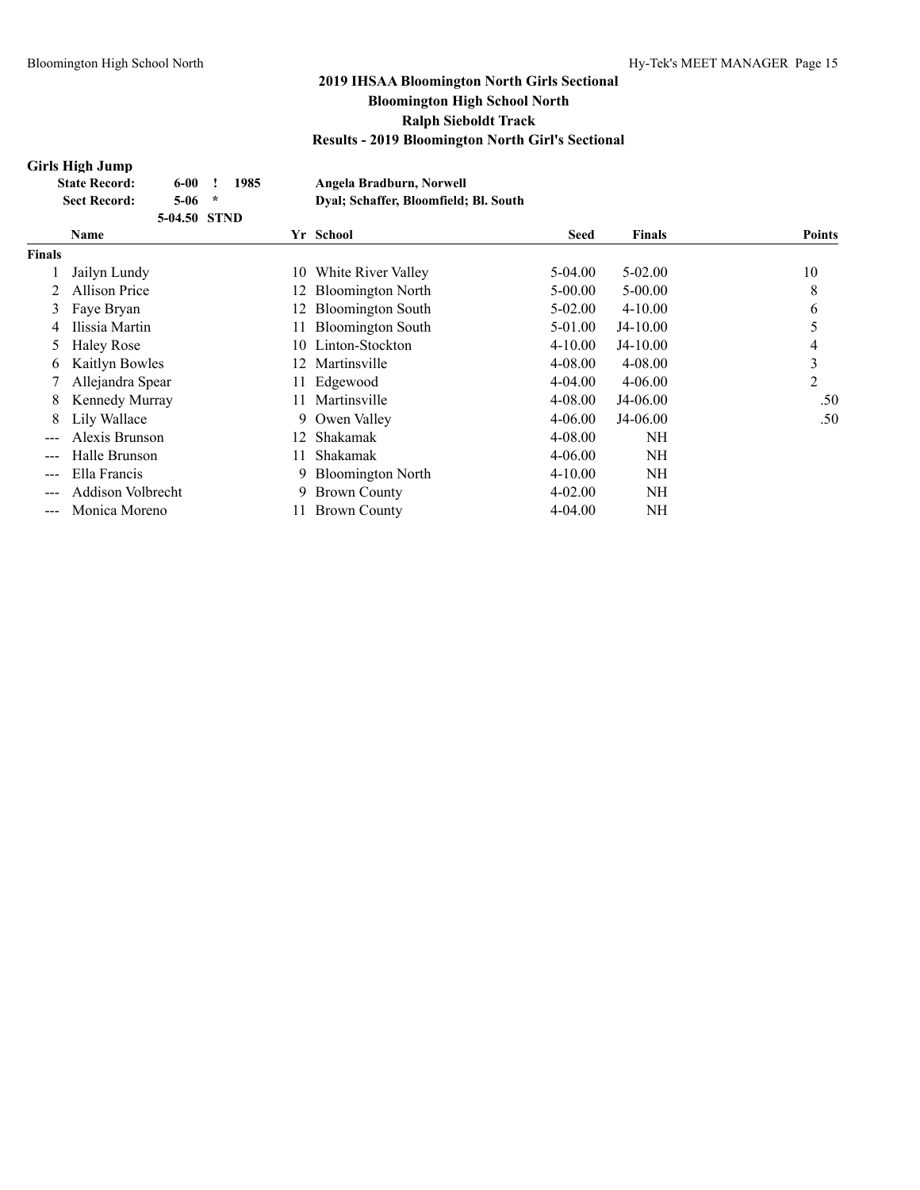## 2019 IHSAA Bloomington North Girls Sectional
## Bloomington High School North
## Ralph Sieboldt Track
## Results - 2019 Bloomington North Girl's Sectional

### Girls High Jump

**State Record:** 6-00 ! 1985 **Angela Bradburn, Norwell**
**Sect Record:** 5-06 * **Dyal; Schaffer, Bloomfield; Bl. South**
**5-04.50 STND**

| | Name | Yr | School | Seed | Finals | Points |
|---|---|---|---|---|---|---|
| **Finals** | | | | | | |
| 1 | Jailyn Lundy | 10 | White River Valley | 5-04.00 | 5-02.00 | 10 |
| 2 | Allison Price | 12 | Bloomington North | 5-00.00 | 5-00.00 | 8 |
| 3 | Faye Bryan | 12 | Bloomington South | 5-02.00 | 4-10.00 | 6 |
| 4 | Ilissia Martin | 11 | Bloomington South | 5-01.00 | J4-10.00 | 5 |
| 5 | Haley Rose | 10 | Linton-Stockton | 4-10.00 | J4-10.00 | 4 |
| 6 | Kaitlyn Bowles | 12 | Martinsville | 4-08.00 | 4-08.00 | 3 |
| 7 | Allejandra Spear | 11 | Edgewood | 4-04.00 | 4-06.00 | 2 |
| 8 | Kennedy Murray | 11 | Martinsville | 4-08.00 | J4-06.00 | .50 |
| 8 | Lily Wallace | 9 | Owen Valley | 4-06.00 | J4-06.00 | .50 |
| --- | Alexis Brunson | 12 | Shakamak | 4-08.00 | NH | |
| --- | Halle Brunson | 11 | Shakamak | 4-06.00 | NH | |
| --- | Ella Francis | 9 | Bloomington North | 4-10.00 | NH | |
| --- | Addison Volbrecht | 9 | Brown County | 4-02.00 | NH | |
| --- | Monica Moreno | 11 | Brown County | 4-04.00 | NH | |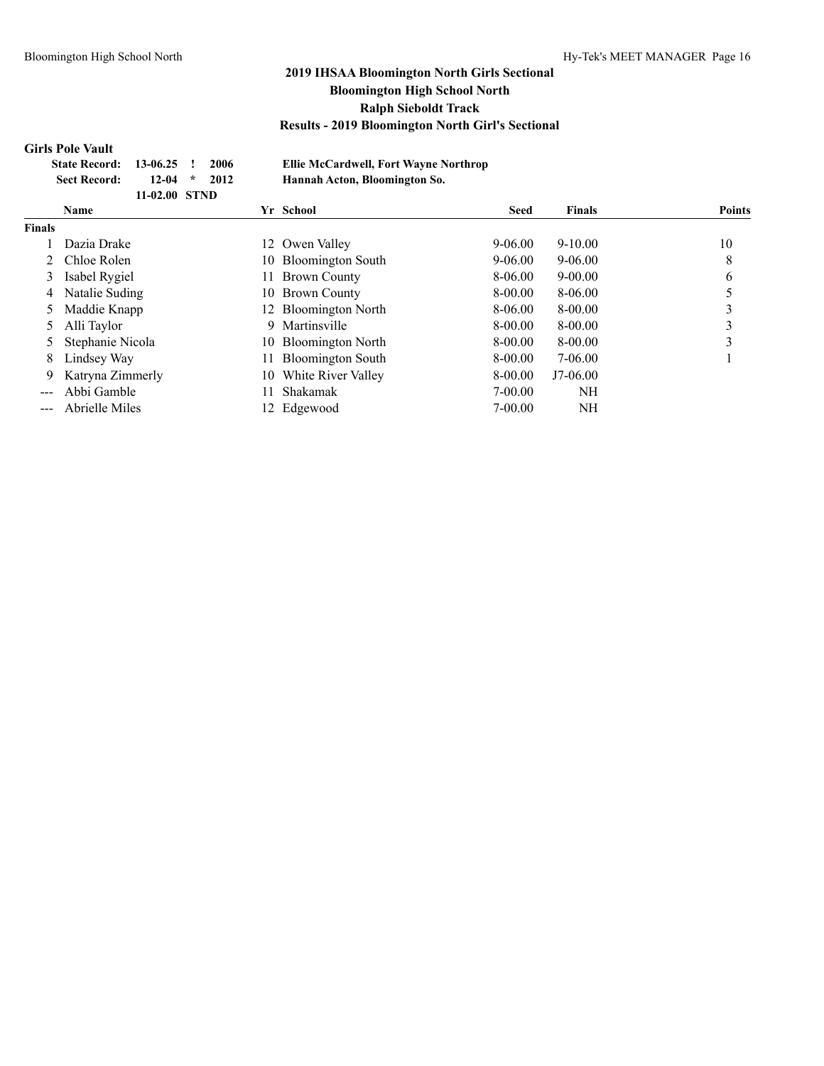# 2019 IHSAA Bloomington North Girls Sectional
## Bloomington High School North
## Ralph Sieboldt Track
## Results - 2019 Bloomington North Girl's Sectional

### Girls Pole Vault

| | | | | |
|---|---|---|---|---|
| State Record: | 13-06.25 | ! | 2006 | Ellie McCardwell, Fort Wayne Northrop |
| Sect Record: | 12-04 | * | 2012 | Hannah Acton, Bloomington So. |
| | 11-02.00 | STND | | |

| | Name | Yr | School | Seed | Finals | Points |
|---|---|---|---|---|---|---|
| **Finals** | | | | | | |
| 1 | Dazia Drake | 12 | Owen Valley | 9-06.00 | 9-10.00 | 10 |
| 2 | Chloe Rolen | 10 | Bloomington South | 9-06.00 | 9-06.00 | 8 |
| 3 | Isabel Rygiel | 11 | Brown County | 8-06.00 | 9-00.00 | 6 |
| 4 | Natalie Suding | 10 | Brown County | 8-00.00 | 8-06.00 | 5 |
| 5 | Maddie Knapp | 12 | Bloomington North | 8-06.00 | 8-00.00 | 3 |
| 5 | Alli Taylor | 9 | Martinsville | 8-00.00 | 8-00.00 | 3 |
| 5 | Stephanie Nicola | 10 | Bloomington North | 8-00.00 | 8-00.00 | 3 |
| 8 | Lindsey Way | 11 | Bloomington South | 8-00.00 | 7-06.00 | 1 |
| 9 | Katryna Zimmerly | 10 | White River Valley | 8-00.00 | J7-06.00 | |
| --- | Abbi Gamble | 11 | Shakamak | 7-00.00 | NH | |
| --- | Abrielle Miles | 12 | Edgewood | 7-00.00 | NH | |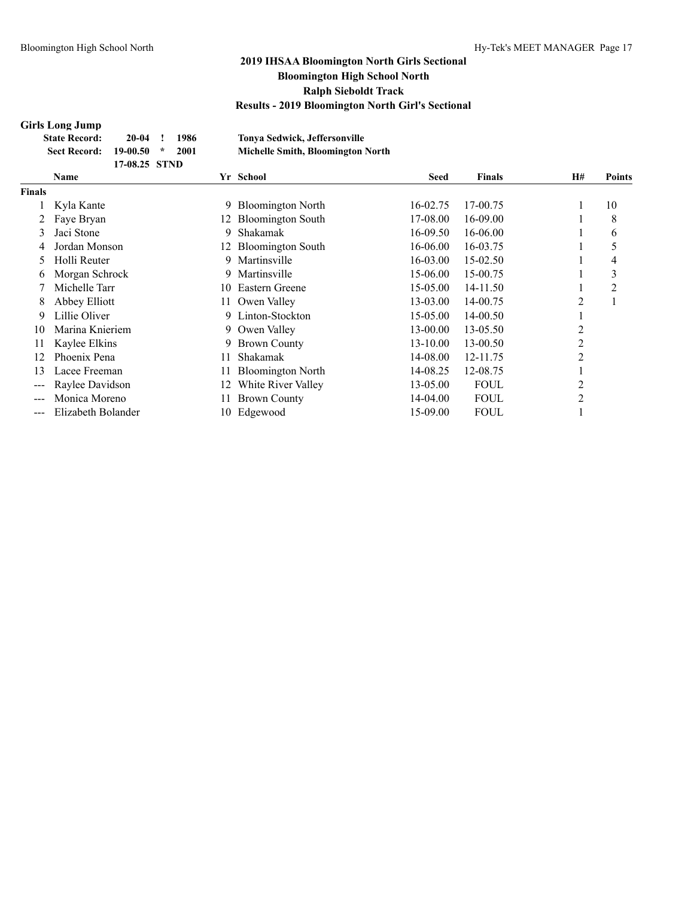# 2019 IHSAA Bloomington North Girls Sectional
## Bloomington High School North
## Ralph Sieboldt Track
## Results - 2019 Bloomington North Girl's Sectional

### Girls Long Jump

| | | | | |
|---|---|---|---|---|
| **State Record:** | **20-04** | **!** | **1986** | **Tonya Sedwick, Jeffersonville** |
| **Sect Record:** | **19-00.50** | ***** | **2001** | **Michelle Smith, Bloomington North** |
| | **17-08.25** | **STND** | | |

| | Name | Yr | School | Seed | Finals | H# | Points |
|---|---|---|---|---|---|---|---|
| **Finals** | | | | | | | |
| 1 | Kyla Kante | 9 | Bloomington North | 16-02.75 | 17-00.75 | 1 | 10 |
| 2 | Faye Bryan | 12 | Bloomington South | 17-08.00 | 16-09.00 | 1 | 8 |
| 3 | Jaci Stone | 9 | Shakamak | 16-09.50 | 16-06.00 | 1 | 6 |
| 4 | Jordan Monson | 12 | Bloomington South | 16-06.00 | 16-03.75 | 1 | 5 |
| 5 | Holli Reuter | 9 | Martinsville | 16-03.00 | 15-02.50 | 1 | 4 |
| 6 | Morgan Schrock | 9 | Martinsville | 15-06.00 | 15-00.75 | 1 | 3 |
| 7 | Michelle Tarr | 10 | Eastern Greene | 15-05.00 | 14-11.50 | 1 | 2 |
| 8 | Abbey Elliott | 11 | Owen Valley | 13-03.00 | 14-00.75 | 2 | 1 |
| 9 | Lillie Oliver | 9 | Linton-Stockton | 15-05.00 | 14-00.50 | 1 | |
| 10 | Marina Knieriem | 9 | Owen Valley | 13-00.00 | 13-05.50 | 2 | |
| 11 | Kaylee Elkins | 9 | Brown County | 13-10.00 | 13-00.50 | 2 | |
| 12 | Phoenix Pena | 11 | Shakamak | 14-08.00 | 12-11.75 | 2 | |
| 13 | Lacee Freeman | 11 | Bloomington North | 14-08.25 | 12-08.75 | 1 | |
| --- | Raylee Davidson | 12 | White River Valley | 13-05.00 | FOUL | 2 | |
| --- | Monica Moreno | 11 | Brown County | 14-04.00 | FOUL | 2 | |
| --- | Elizabeth Bolander | 10 | Edgewood | 15-09.00 | FOUL | 1 | |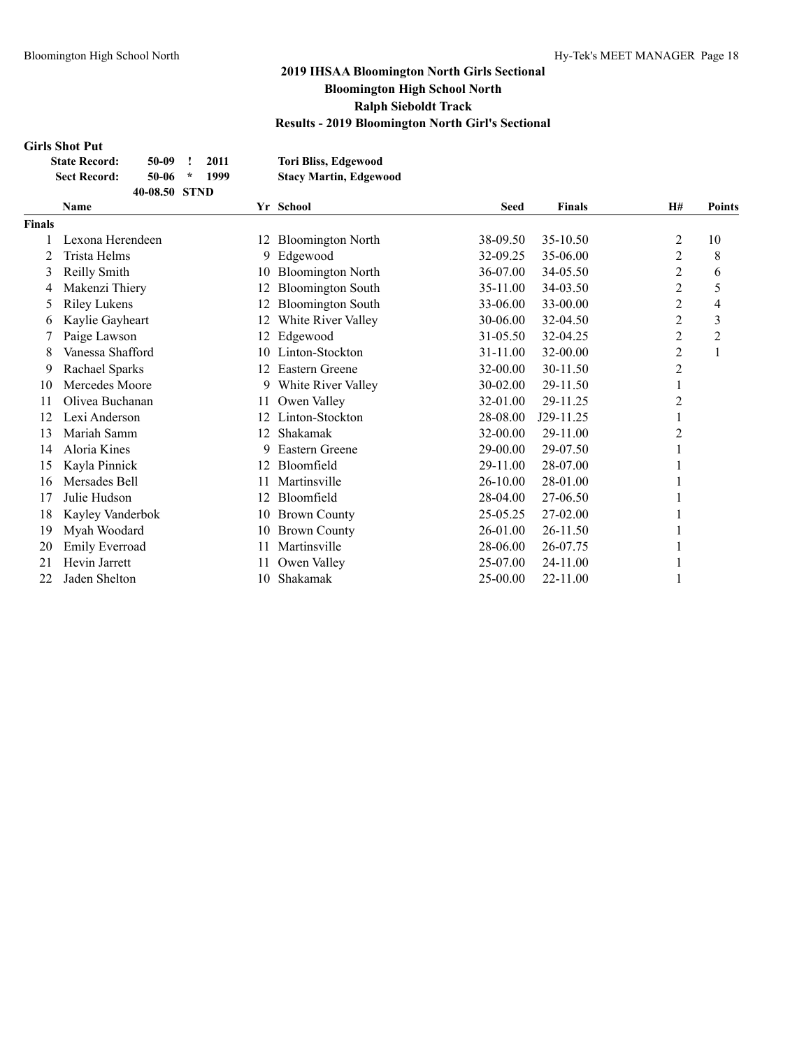## 2019 IHSAA Bloomington North Girls Sectional
## Bloomington High School North
## Ralph Sieboldt Track
## Results - 2019 Bloomington North Girl's Sectional

### Girls Shot Put

| | | | | |
|---|---|---|---|---|
| **State Record:** | **50-09** | **!** | **2011** | **Tori Bliss, Edgewood** |
| **Sect Record:** | **50-06** | **\*** | **1999** | **Stacy Martin, Edgewood** |
| | **40-08.50** | **STND** | | |

| | Name | Yr | School | Seed | Finals | H# | Points |
|---|---|---|---|---|---|---|---|
| **Finals** | | | | | | | |
| 1 | Lexona Herendeen | 12 | Bloomington North | 38-09.50 | 35-10.50 | 2 | 10 |
| 2 | Trista Helms | 9 | Edgewood | 32-09.25 | 35-06.00 | 2 | 8 |
| 3 | Reilly Smith | 10 | Bloomington North | 36-07.00 | 34-05.50 | 2 | 6 |
| 4 | Makenzi Thiery | 12 | Bloomington South | 35-11.00 | 34-03.50 | 2 | 5 |
| 5 | Riley Lukens | 12 | Bloomington South | 33-06.00 | 33-00.00 | 2 | 4 |
| 6 | Kaylie Gayheart | 12 | White River Valley | 30-06.00 | 32-04.50 | 2 | 3 |
| 7 | Paige Lawson | 12 | Edgewood | 31-05.50 | 32-04.25 | 2 | 2 |
| 8 | Vanessa Shafford | 10 | Linton-Stockton | 31-11.00 | 32-00.00 | 2 | 1 |
| 9 | Rachael Sparks | 12 | Eastern Greene | 32-00.00 | 30-11.50 | 2 | |
| 10 | Mercedes Moore | 9 | White River Valley | 30-02.00 | 29-11.50 | 1 | |
| 11 | Olivea Buchanan | 11 | Owen Valley | 32-01.00 | 29-11.25 | 2 | |
| 12 | Lexi Anderson | 12 | Linton-Stockton | 28-08.00 | J29-11.25 | 1 | |
| 13 | Mariah Samm | 12 | Shakamak | 32-00.00 | 29-11.00 | 2 | |
| 14 | Aloria Kines | 9 | Eastern Greene | 29-00.00 | 29-07.50 | 1 | |
| 15 | Kayla Pinnick | 12 | Bloomfield | 29-11.00 | 28-07.00 | 1 | |
| 16 | Mersades Bell | 11 | Martinsville | 26-10.00 | 28-01.00 | 1 | |
| 17 | Julie Hudson | 12 | Bloomfield | 28-04.00 | 27-06.50 | 1 | |
| 18 | Kayley Vanderbok | 10 | Brown County | 25-05.25 | 27-02.00 | 1 | |
| 19 | Myah Woodard | 10 | Brown County | 26-01.00 | 26-11.50 | 1 | |
| 20 | Emily Everroad | 11 | Martinsville | 28-06.00 | 26-07.75 | 1 | |
| 21 | Hevin Jarrett | 11 | Owen Valley | 25-07.00 | 24-11.00 | 1 | |
| 22 | Jaden Shelton | 10 | Shakamak | 25-00.00 | 22-11.00 | 1 | |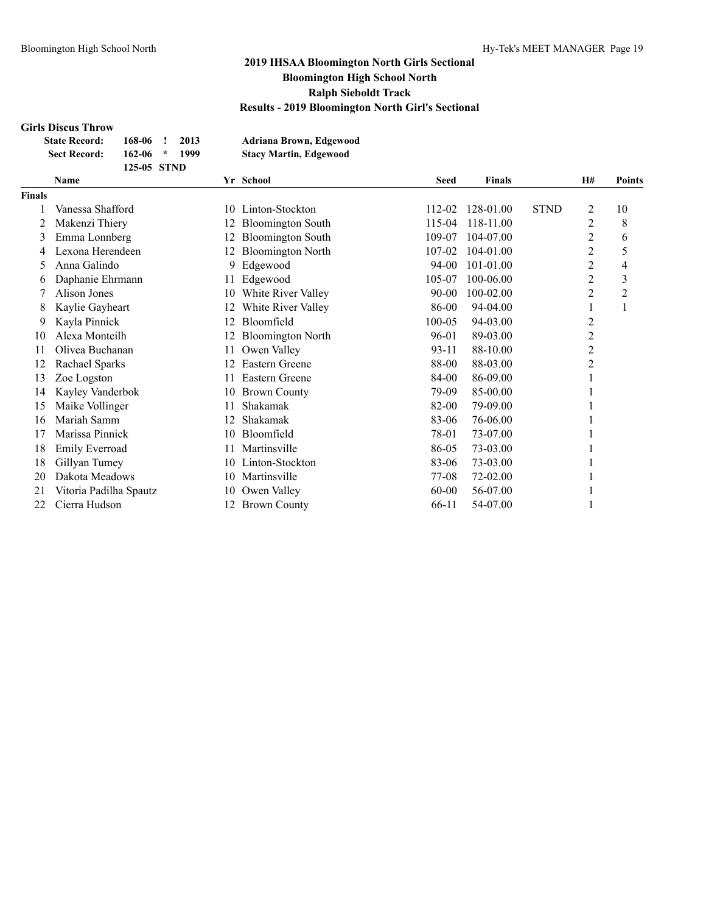## 2019 IHSAA Bloomington North Girls Sectional
## Bloomington High School North
## Ralph Sieboldt Track
## Results - 2019 Bloomington North Girl's Sectional

### Girls Discus Throw

| | | | | |
|---|---|---|---|---|
| State Record: | 168-06 | ! | 2013 | Adriana Brown, Edgewood |
| Sect Record: | 162-06 | * | 1999 | Stacy Martin, Edgewood |
| | 125-05 | STND | | |

**Finals**

| | Name | Yr | School | Seed | Finals | | H# | Points |
|---|---|---|---|---|---|---|---|---|
| 1 | Vanessa Shafford | 10 | Linton-Stockton | 112-02 | 128-01.00 | STND | 2 | 10 |
| 2 | Makenzi Thiery | 12 | Bloomington South | 115-04 | 118-11.00 | | 2 | 8 |
| 3 | Emma Lonnberg | 12 | Bloomington South | 109-07 | 104-07.00 | | 2 | 6 |
| 4 | Lexona Herendeen | 12 | Bloomington North | 107-02 | 104-01.00 | | 2 | 5 |
| 5 | Anna Galindo | 9 | Edgewood | 94-00 | 101-01.00 | | 2 | 4 |
| 6 | Daphanie Ehrmann | 11 | Edgewood | 105-07 | 100-06.00 | | 2 | 3 |
| 7 | Alison Jones | 10 | White River Valley | 90-00 | 100-02.00 | | 2 | 2 |
| 8 | Kaylie Gayheart | 12 | White River Valley | 86-00 | 94-04.00 | | 1 | 1 |
| 9 | Kayla Pinnick | 12 | Bloomfield | 100-05 | 94-03.00 | | 2 | |
| 10 | Alexa Monteilh | 12 | Bloomington North | 96-01 | 89-03.00 | | 2 | |
| 11 | Olivea Buchanan | 11 | Owen Valley | 93-11 | 88-10.00 | | 2 | |
| 12 | Rachael Sparks | 12 | Eastern Greene | 88-00 | 88-03.00 | | 2 | |
| 13 | Zoe Logston | 11 | Eastern Greene | 84-00 | 86-09.00 | | 1 | |
| 14 | Kayley Vanderbok | 10 | Brown County | 79-09 | 85-00.00 | | 1 | |
| 15 | Maike Vollinger | 11 | Shakamak | 82-00 | 79-09.00 | | 1 | |
| 16 | Mariah Samm | 12 | Shakamak | 83-06 | 76-06.00 | | 1 | |
| 17 | Marissa Pinnick | 10 | Bloomfield | 78-01 | 73-07.00 | | 1 | |
| 18 | Emily Everroad | 11 | Martinsville | 86-05 | 73-03.00 | | 1 | |
| 18 | Gillyan Tumey | 10 | Linton-Stockton | 83-06 | 73-03.00 | | 1 | |
| 20 | Dakota Meadows | 10 | Martinsville | 77-08 | 72-02.00 | | 1 | |
| 21 | Vitoria Padilha Spautz | 10 | Owen Valley | 60-00 | 56-07.00 | | 1 | |
| 22 | Cierra Hudson | 12 | Brown County | 66-11 | 54-07.00 | | 1 | |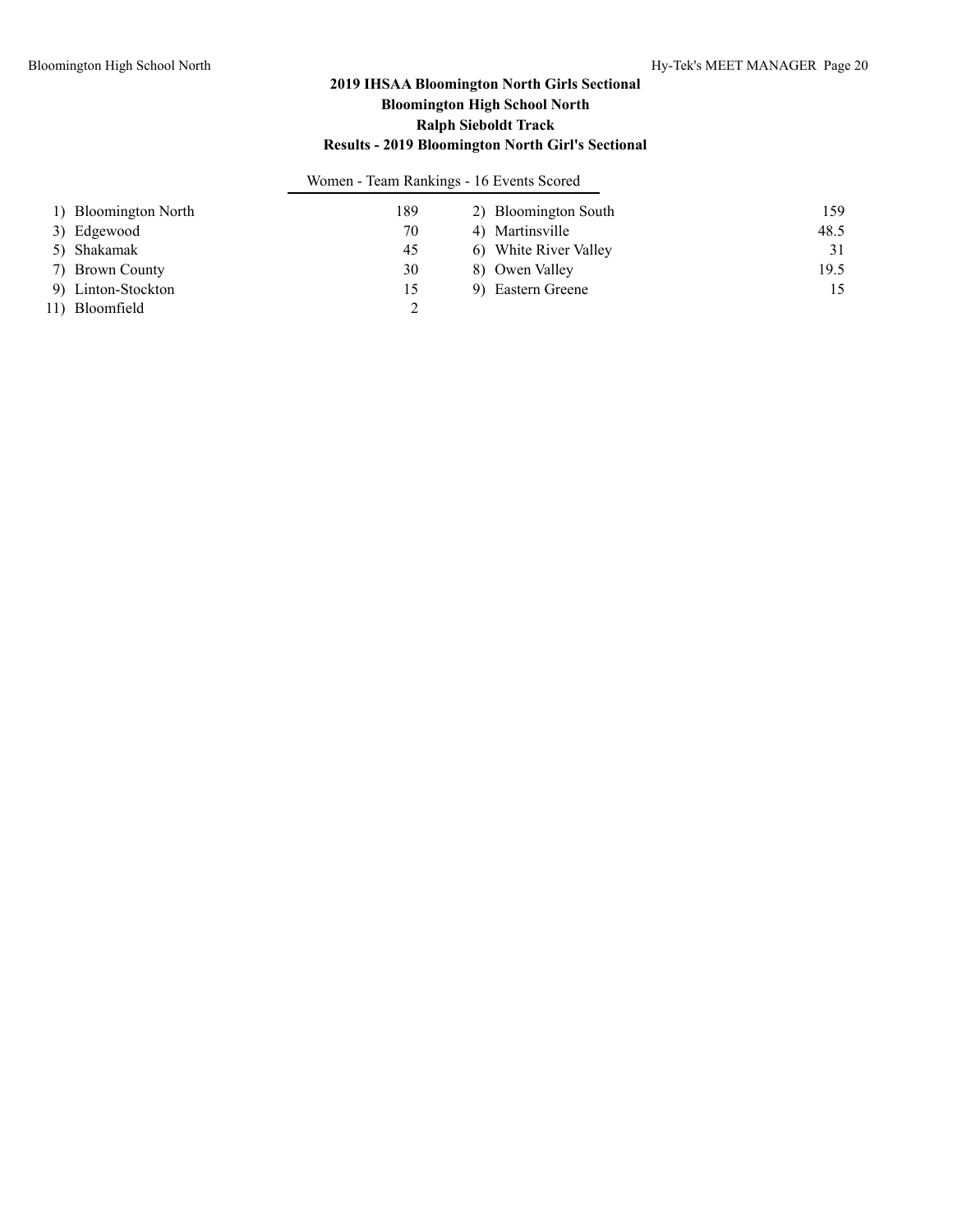# 2019 IHSAA Bloomington North Girls Sectional

## Bloomington High School North

## Ralph Sieboldt Track

## Results - 2019 Bloomington North Girl's Sectional

### Women - Team Rankings - 16 Events Scored

| | | | | | |
|---|---|---|---|---|---|
| 1) | Bloomington North | 189 | 2) | Bloomington South | 159 |
| 3) | Edgewood | 70 | 4) | Martinsville | 48.5 |
| 5) | Shakamak | 45 | 6) | White River Valley | 31 |
| 7) | Brown County | 30 | 8) | Owen Valley | 19.5 |
| 9) | Linton-Stockton | 15 | 9) | Eastern Greene | 15 |
| 11) | Bloomfield | 2 | | | |